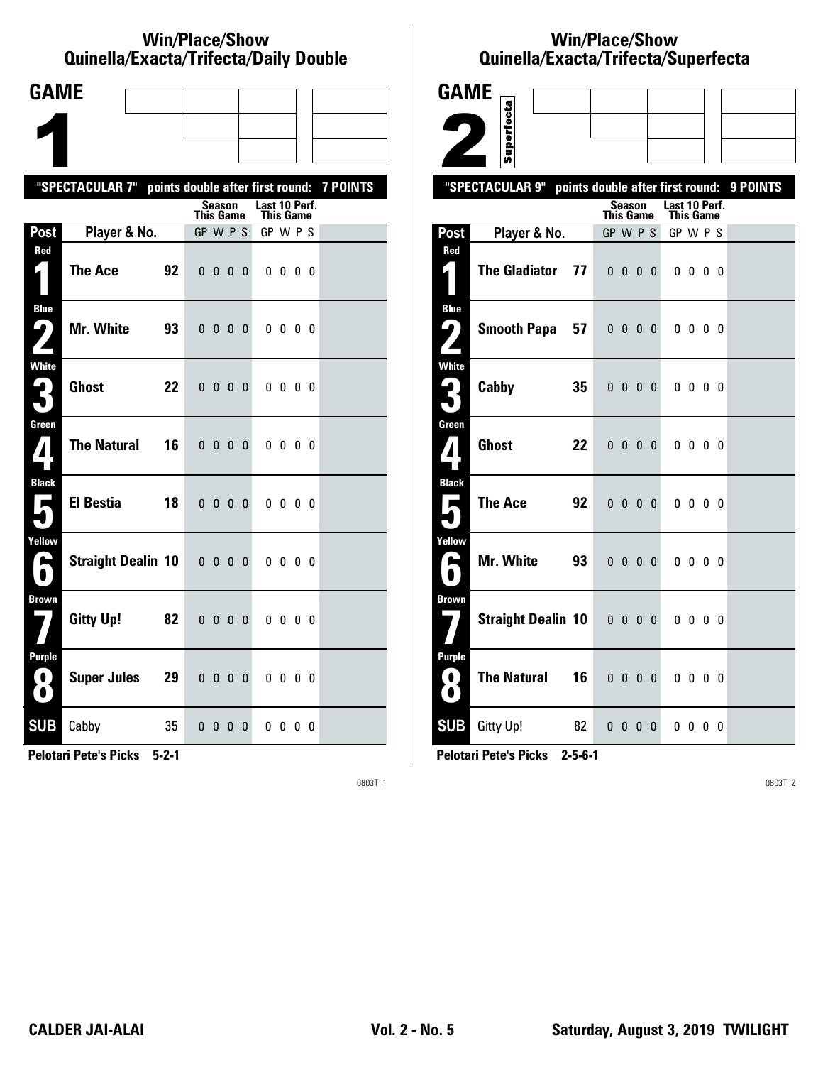# Win/Place/Show
## Quinella/Exacta/Trifecta/Daily Double

**GAME 1**

**"SPECTACULAR 7" points double after first round: 7 POINTS**

| Post | Player & No. | | Season This Game GP | W | P | S | Last 10 Perf. This Game GP | W | P | S |
|---|---|---|---|---|---|---|---|---|---|---|
| Red 1 | The Ace | 92 | 0 | 0 | 0 | 0 | 0 | 0 | 0 | 0 |
| Blue 2 | Mr. White | 93 | 0 | 0 | 0 | 0 | 0 | 0 | 0 | 0 |
| White 3 | Ghost | 22 | 0 | 0 | 0 | 0 | 0 | 0 | 0 | 0 |
| Green 4 | The Natural | 16 | 0 | 0 | 0 | 0 | 0 | 0 | 0 | 0 |
| Black 5 | El Bestia | 18 | 0 | 0 | 0 | 0 | 0 | 0 | 0 | 0 |
| Yellow 6 | Straight Dealin | 10 | 0 | 0 | 0 | 0 | 0 | 0 | 0 | 0 |
| Brown 7 | Gitty Up! | 82 | 0 | 0 | 0 | 0 | 0 | 0 | 0 | 0 |
| Purple 8 | Super Jules | 29 | 0 | 0 | 0 | 0 | 0 | 0 | 0 | 0 |
| SUB | Cabby | 35 | 0 | 0 | 0 | 0 | 0 | 0 | 0 | 0 |

**Pelotari Pete's Picks 5-2-1**

0803T 1

# Win/Place/Show
## Quinella/Exacta/Trifecta/Superfecta

**GAME 2** Superfecta

**"SPECTACULAR 9" points double after first round: 9 POINTS**

| Post | Player & No. | | Season This Game GP | W | P | S | Last 10 Perf. This Game GP | W | P | S |
|---|---|---|---|---|---|---|---|---|---|---|
| Red 1 | The Gladiator | 77 | 0 | 0 | 0 | 0 | 0 | 0 | 0 | 0 |
| Blue 2 | Smooth Papa | 57 | 0 | 0 | 0 | 0 | 0 | 0 | 0 | 0 |
| White 3 | Cabby | 35 | 0 | 0 | 0 | 0 | 0 | 0 | 0 | 0 |
| Green 4 | Ghost | 22 | 0 | 0 | 0 | 0 | 0 | 0 | 0 | 0 |
| Black 5 | The Ace | 92 | 0 | 0 | 0 | 0 | 0 | 0 | 0 | 0 |
| Yellow 6 | Mr. White | 93 | 0 | 0 | 0 | 0 | 0 | 0 | 0 | 0 |
| Brown 7 | Straight Dealin | 10 | 0 | 0 | 0 | 0 | 0 | 0 | 0 | 0 |
| Purple 8 | The Natural | 16 | 0 | 0 | 0 | 0 | 0 | 0 | 0 | 0 |
| SUB | Gitty Up! | 82 | 0 | 0 | 0 | 0 | 0 | 0 | 0 | 0 |

**Pelotari Pete's Picks 2-5-6-1**

0803T 2

**CALDER JAI-ALAI** **Vol. 2 - No. 5** **Saturday, August 3, 2019 TWILIGHT**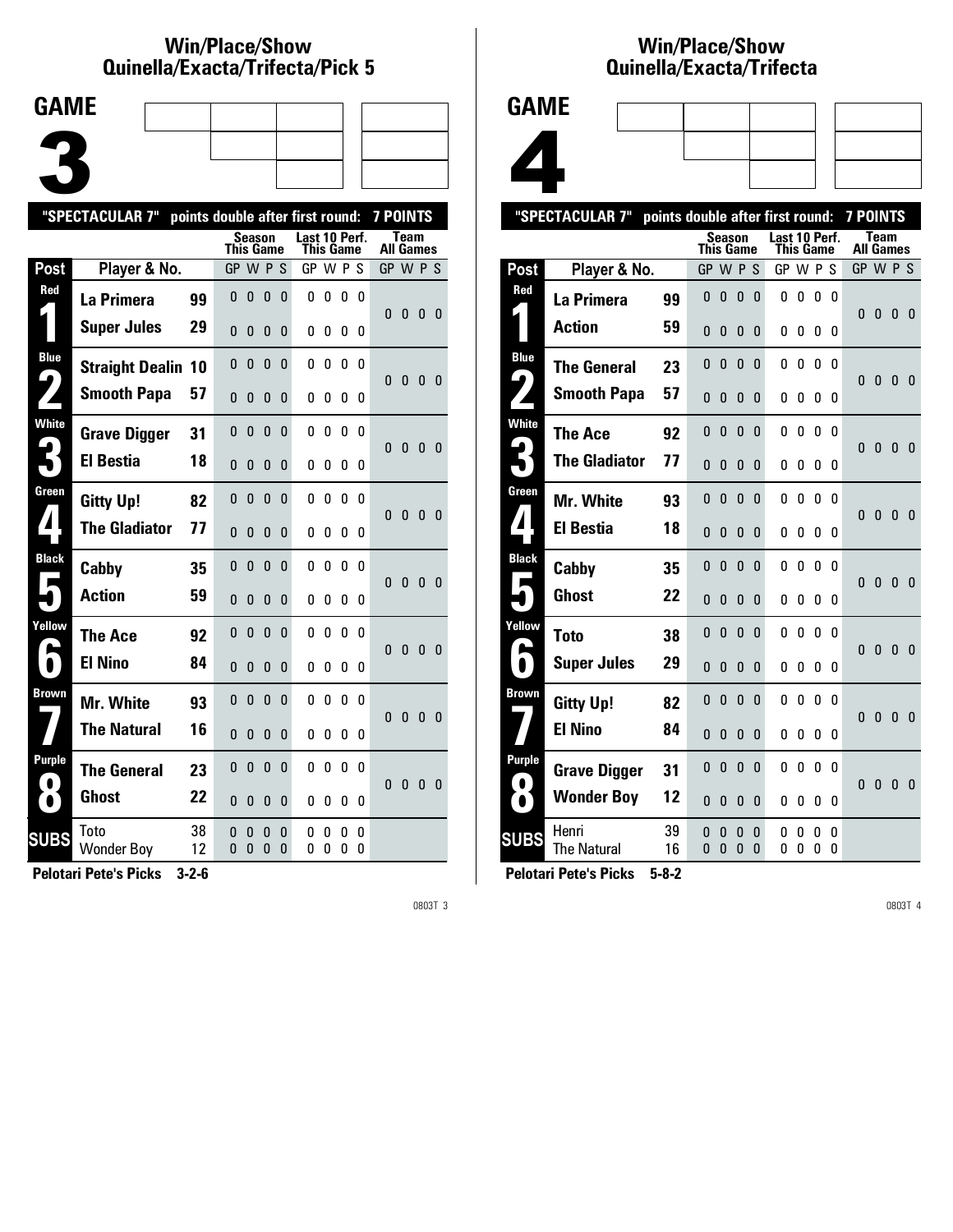## Win/Place/Show Quinella/Exacta/Trifecta/Pick 5

# GAME 3

"SPECTACULAR 7" points double after first round: 7 POINTS

| Post | Player & No. | | Season This Game GP | W | P | S | Last 10 Perf. This Game GP | W | P | S | Team All Games GP | W | P | S |
|---|---|---|---|---|---|---|---|---|---|---|---|---|---|---|
| Red 1 | La Primera | 99 | 0 | 0 | 0 | 0 | 0 | 0 | 0 | 0 | 0 | 0 | 0 | 0 |
| | Super Jules | 29 | 0 | 0 | 0 | 0 | 0 | 0 | 0 | 0 | | | | |
| Blue 2 | Straight Dealin | 10 | 0 | 0 | 0 | 0 | 0 | 0 | 0 | 0 | 0 | 0 | 0 | 0 |
| | Smooth Papa | 57 | 0 | 0 | 0 | 0 | 0 | 0 | 0 | 0 | | | | |
| White 3 | Grave Digger | 31 | 0 | 0 | 0 | 0 | 0 | 0 | 0 | 0 | 0 | 0 | 0 | 0 |
| | El Bestia | 18 | 0 | 0 | 0 | 0 | 0 | 0 | 0 | 0 | | | | |
| Green 4 | Gitty Up! | 82 | 0 | 0 | 0 | 0 | 0 | 0 | 0 | 0 | 0 | 0 | 0 | 0 |
| | The Gladiator | 77 | 0 | 0 | 0 | 0 | 0 | 0 | 0 | 0 | | | | |
| Black 5 | Cabby | 35 | 0 | 0 | 0 | 0 | 0 | 0 | 0 | 0 | 0 | 0 | 0 | 0 |
| | Action | 59 | 0 | 0 | 0 | 0 | 0 | 0 | 0 | 0 | | | | |
| Yellow 6 | The Ace | 92 | 0 | 0 | 0 | 0 | 0 | 0 | 0 | 0 | 0 | 0 | 0 | 0 |
| | El Nino | 84 | 0 | 0 | 0 | 0 | 0 | 0 | 0 | 0 | | | | |
| Brown 7 | Mr. White | 93 | 0 | 0 | 0 | 0 | 0 | 0 | 0 | 0 | 0 | 0 | 0 | 0 |
| | The Natural | 16 | 0 | 0 | 0 | 0 | 0 | 0 | 0 | 0 | | | | |
| Purple 8 | The General | 23 | 0 | 0 | 0 | 0 | 0 | 0 | 0 | 0 | 0 | 0 | 0 | 0 |
| | Ghost | 22 | 0 | 0 | 0 | 0 | 0 | 0 | 0 | 0 | | | | |
| SUBS | Toto | 38 | 0 | 0 | 0 | 0 | 0 | 0 | 0 | 0 | | | | |
| | Wonder Boy | 12 | 0 | 0 | 0 | 0 | 0 | 0 | 0 | 0 | | | | |

**Pelotari Pete's Picks 3-2-6**

0803T 3

## Win/Place/Show Quinella/Exacta/Trifecta

# GAME 4

"SPECTACULAR 7" points double after first round: 7 POINTS

| Post | Player & No. | | Season This Game GP | W | P | S | Last 10 Perf. This Game GP | W | P | S | Team All Games GP | W | P | S |
|---|---|---|---|---|---|---|---|---|---|---|---|---|---|---|
| Red 1 | La Primera | 99 | 0 | 0 | 0 | 0 | 0 | 0 | 0 | 0 | 0 | 0 | 0 | 0 |
| | Action | 59 | 0 | 0 | 0 | 0 | 0 | 0 | 0 | 0 | | | | |
| Blue 2 | The General | 23 | 0 | 0 | 0 | 0 | 0 | 0 | 0 | 0 | 0 | 0 | 0 | 0 |
| | Smooth Papa | 57 | 0 | 0 | 0 | 0 | 0 | 0 | 0 | 0 | | | | |
| White 3 | The Ace | 92 | 0 | 0 | 0 | 0 | 0 | 0 | 0 | 0 | 0 | 0 | 0 | 0 |
| | The Gladiator | 77 | 0 | 0 | 0 | 0 | 0 | 0 | 0 | 0 | | | | |
| Green 4 | Mr. White | 93 | 0 | 0 | 0 | 0 | 0 | 0 | 0 | 0 | 0 | 0 | 0 | 0 |
| | El Bestia | 18 | 0 | 0 | 0 | 0 | 0 | 0 | 0 | 0 | | | | |
| Black 5 | Cabby | 35 | 0 | 0 | 0 | 0 | 0 | 0 | 0 | 0 | 0 | 0 | 0 | 0 |
| | Ghost | 22 | 0 | 0 | 0 | 0 | 0 | 0 | 0 | 0 | | | | |
| Yellow 6 | Toto | 38 | 0 | 0 | 0 | 0 | 0 | 0 | 0 | 0 | 0 | 0 | 0 | 0 |
| | Super Jules | 29 | 0 | 0 | 0 | 0 | 0 | 0 | 0 | 0 | | | | |
| Brown 7 | Gitty Up! | 82 | 0 | 0 | 0 | 0 | 0 | 0 | 0 | 0 | 0 | 0 | 0 | 0 |
| | El Nino | 84 | 0 | 0 | 0 | 0 | 0 | 0 | 0 | 0 | | | | |
| Purple 8 | Grave Digger | 31 | 0 | 0 | 0 | 0 | 0 | 0 | 0 | 0 | 0 | 0 | 0 | 0 |
| | Wonder Boy | 12 | 0 | 0 | 0 | 0 | 0 | 0 | 0 | 0 | | | | |
| SUBS | Henri | 39 | 0 | 0 | 0 | 0 | 0 | 0 | 0 | 0 | | | | |
| | The Natural | 16 | 0 | 0 | 0 | 0 | 0 | 0 | 0 | 0 | | | | |

**Pelotari Pete's Picks 5-8-2**

0803T 4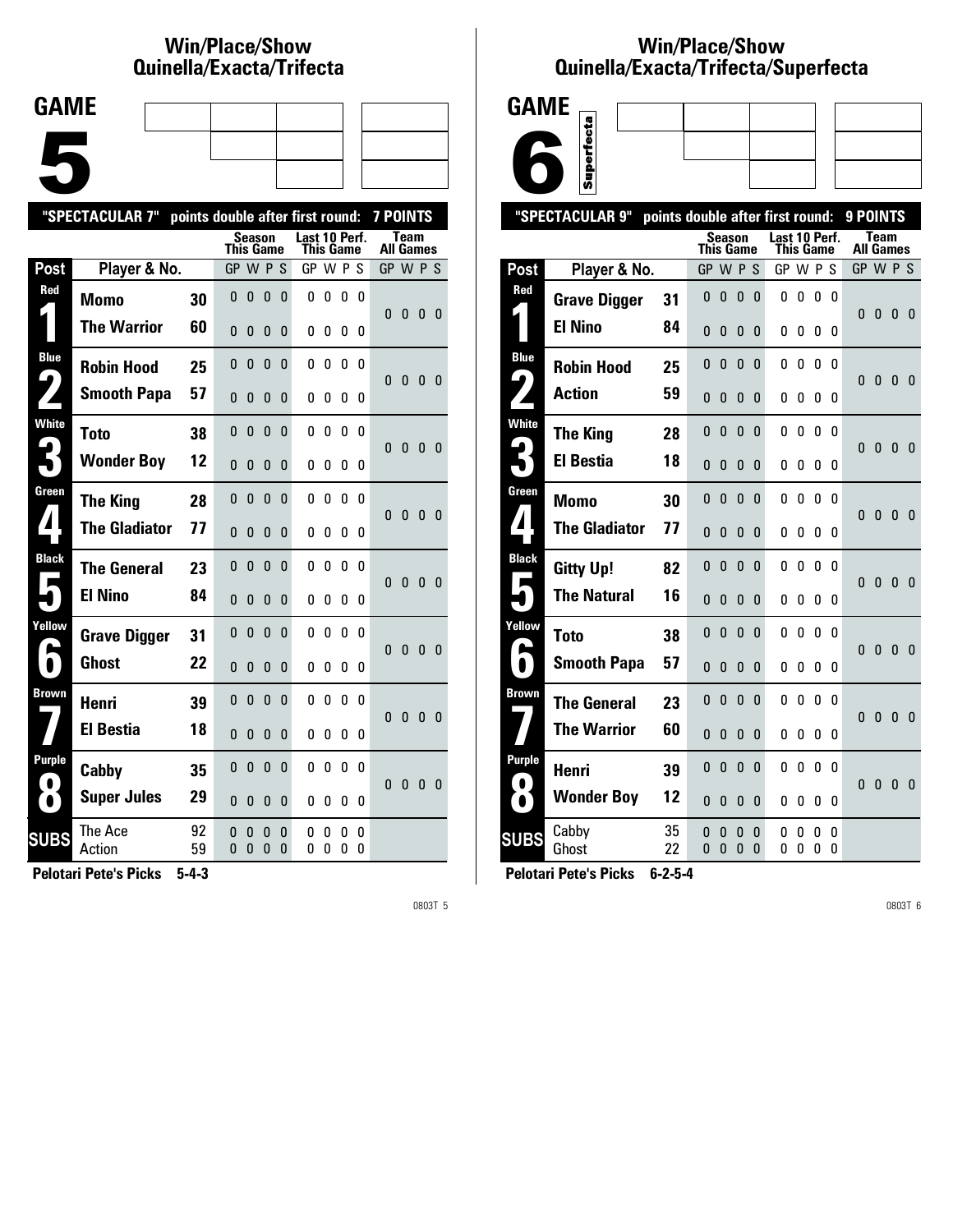## Win/Place/Show Quinella/Exacta/Trifecta

# GAME 5

**"SPECTACULAR 7" points double after first round: 7 POINTS**

| Post | Player & No. | | Season This Game GP W P S | Last 10 Perf. This Game GP W P S | Team All Games GP W P S |
|---|---|---|---|---|---|
| Red 1 | Momo | 30 | 0 0 0 0 | 0 0 0 0 | 0 0 0 0 |
| | The Warrior | 60 | 0 0 0 0 | 0 0 0 0 | |
| Blue 2 | Robin Hood | 25 | 0 0 0 0 | 0 0 0 0 | 0 0 0 0 |
| | Smooth Papa | 57 | 0 0 0 0 | 0 0 0 0 | |
| White 3 | Toto | 38 | 0 0 0 0 | 0 0 0 0 | 0 0 0 0 |
| | Wonder Boy | 12 | 0 0 0 0 | 0 0 0 0 | |
| Green 4 | The King | 28 | 0 0 0 0 | 0 0 0 0 | 0 0 0 0 |
| | The Gladiator | 77 | 0 0 0 0 | 0 0 0 0 | |
| Black 5 | The General | 23 | 0 0 0 0 | 0 0 0 0 | 0 0 0 0 |
| | El Nino | 84 | 0 0 0 0 | 0 0 0 0 | |
| Yellow 6 | Grave Digger | 31 | 0 0 0 0 | 0 0 0 0 | 0 0 0 0 |
| | Ghost | 22 | 0 0 0 0 | 0 0 0 0 | |
| Brown 7 | Henri | 39 | 0 0 0 0 | 0 0 0 0 | 0 0 0 0 |
| | El Bestia | 18 | 0 0 0 0 | 0 0 0 0 | |
| Purple 8 | Cabby | 35 | 0 0 0 0 | 0 0 0 0 | 0 0 0 0 |
| | Super Jules | 29 | 0 0 0 0 | 0 0 0 0 | |
| SUBS | The Ace | 92 | 0 0 0 0 | 0 0 0 0 | |
| | Action | 59 | 0 0 0 0 | 0 0 0 0 | |

**Pelotari Pete's Picks 5-4-3**

0803T 5

## Win/Place/Show Quinella/Exacta/Trifecta/Superfecta

# GAME 6

Superfecta

**"SPECTACULAR 9" points double after first round: 9 POINTS**

| Post | Player & No. | | Season This Game GP W P S | Last 10 Perf. This Game GP W P S | Team All Games GP W P S |
|---|---|---|---|---|---|
| Red 1 | Grave Digger | 31 | 0 0 0 0 | 0 0 0 0 | 0 0 0 0 |
| | El Nino | 84 | 0 0 0 0 | 0 0 0 0 | |
| Blue 2 | Robin Hood | 25 | 0 0 0 0 | 0 0 0 0 | 0 0 0 0 |
| | Action | 59 | 0 0 0 0 | 0 0 0 0 | |
| White 3 | The King | 28 | 0 0 0 0 | 0 0 0 0 | 0 0 0 0 |
| | El Bestia | 18 | 0 0 0 0 | 0 0 0 0 | |
| Green 4 | Momo | 30 | 0 0 0 0 | 0 0 0 0 | 0 0 0 0 |
| | The Gladiator | 77 | 0 0 0 0 | 0 0 0 0 | |
| Black 5 | Gitty Up! | 82 | 0 0 0 0 | 0 0 0 0 | 0 0 0 0 |
| | The Natural | 16 | 0 0 0 0 | 0 0 0 0 | |
| Yellow 6 | Toto | 38 | 0 0 0 0 | 0 0 0 0 | 0 0 0 0 |
| | Smooth Papa | 57 | 0 0 0 0 | 0 0 0 0 | |
| Brown 7 | The General | 23 | 0 0 0 0 | 0 0 0 0 | 0 0 0 0 |
| | The Warrior | 60 | 0 0 0 0 | 0 0 0 0 | |
| Purple 8 | Henri | 39 | 0 0 0 0 | 0 0 0 0 | 0 0 0 0 |
| | Wonder Boy | 12 | 0 0 0 0 | 0 0 0 0 | |
| SUBS | Cabby | 35 | 0 0 0 0 | 0 0 0 0 | |
| | Ghost | 22 | 0 0 0 0 | 0 0 0 0 | |

**Pelotari Pete's Picks 6-2-5-4**

0803T 6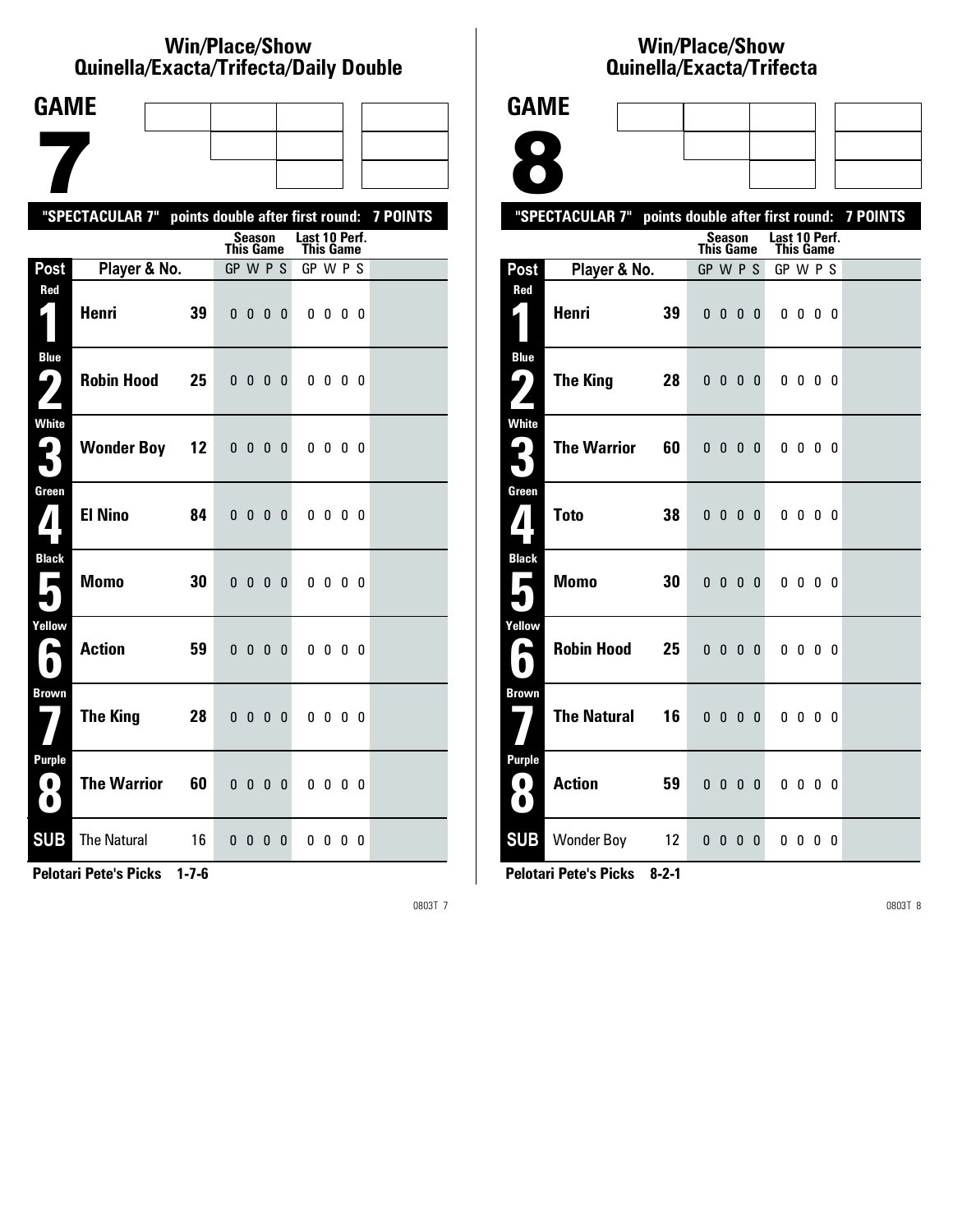## Win/Place/Show Quinella/Exacta/Trifecta/Daily Double

# GAME 7

"SPECTACULAR 7" points double after first round: 7 POINTS

| Post | Player & No. | | Season This Game GP W P S | Last 10 Perf. This Game GP W P S |
|---|---|---|---|---|
| Red 1 | Henri | 39 | 0 0 0 0 | 0 0 0 0 |
| Blue 2 | Robin Hood | 25 | 0 0 0 0 | 0 0 0 0 |
| White 3 | Wonder Boy | 12 | 0 0 0 0 | 0 0 0 0 |
| Green 4 | El Nino | 84 | 0 0 0 0 | 0 0 0 0 |
| Black 5 | Momo | 30 | 0 0 0 0 | 0 0 0 0 |
| Yellow 6 | Action | 59 | 0 0 0 0 | 0 0 0 0 |
| Brown 7 | The King | 28 | 0 0 0 0 | 0 0 0 0 |
| Purple 8 | The Warrior | 60 | 0 0 0 0 | 0 0 0 0 |
| SUB | The Natural | 16 | 0 0 0 0 | 0 0 0 0 |

**Pelotari Pete's Picks 1-7-6**

## Win/Place/Show Quinella/Exacta/Trifecta

# GAME 8

"SPECTACULAR 7" points double after first round: 7 POINTS

| Post | Player & No. | | Season This Game GP W P S | Last 10 Perf. This Game GP W P S |
|---|---|---|---|---|
| Red 1 | Henri | 39 | 0 0 0 0 | 0 0 0 0 |
| Blue 2 | The King | 28 | 0 0 0 0 | 0 0 0 0 |
| White 3 | The Warrior | 60 | 0 0 0 0 | 0 0 0 0 |
| Green 4 | Toto | 38 | 0 0 0 0 | 0 0 0 0 |
| Black 5 | Momo | 30 | 0 0 0 0 | 0 0 0 0 |
| Yellow 6 | Robin Hood | 25 | 0 0 0 0 | 0 0 0 0 |
| Brown 7 | The Natural | 16 | 0 0 0 0 | 0 0 0 0 |
| Purple 8 | Action | 59 | 0 0 0 0 | 0 0 0 0 |
| SUB | Wonder Boy | 12 | 0 0 0 0 | 0 0 0 0 |

**Pelotari Pete's Picks 8-2-1**